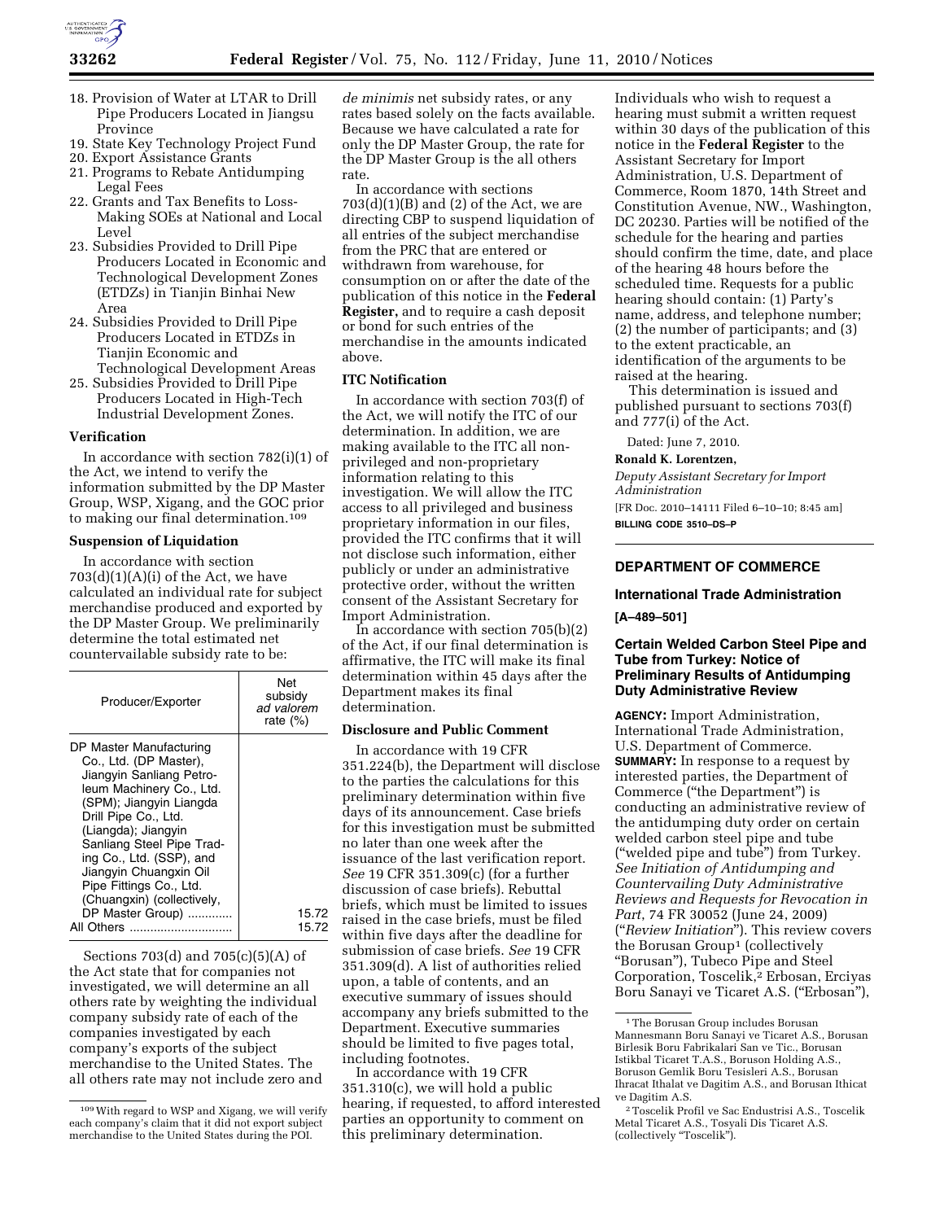18. Provision of Water at LTAR to Drill Pipe Producers Located in Jiangsu Province
19. State Key Technology Project Fund
20. Export Assistance Grants
21. Programs to Rebate Antidumping Legal Fees
22. Grants and Tax Benefits to Loss-Making SOEs at National and Local Level
23. Subsidies Provided to Drill Pipe Producers Located in Economic and Technological Development Zones (ETDZs) in Tianjin Binhai New Area
24. Subsidies Provided to Drill Pipe Producers Located in ETDZs in Tianjin Economic and Technological Development Areas
25. Subsidies Provided to Drill Pipe Producers Located in High-Tech Industrial Development Zones.

**Verification**

In accordance with section 782(i)(1) of the Act, we intend to verify the information submitted by the DP Master Group, WSP, Xigang, and the GOC prior to making our final determination.[109]

**Suspension of Liquidation**

In accordance with section 703(d)(1)(A)(i) of the Act, we have calculated an individual rate for subject merchandise produced and exported by the DP Master Group. We preliminarily determine the total estimated net countervailable subsidy rate to be:

| Producer/Exporter | Net subsidy *ad valorem* rate (%) |
|---|---|
| DP Master Manufacturing Co., Ltd. (DP Master), Jiangyin Sanliang Petroleum Machinery Co., Ltd. (SPM); Jiangyin Liangda Drill Pipe Co., Ltd. (Liangda); Jiangyin Sanliang Steel Pipe Trading Co., Ltd. (SSP), and Jiangyin Chuangxin Oil Pipe Fittings Co., Ltd. (Chuangxin) (collectively, DP Master Group) | 15.72 |
| All Others | 15.72 |

Sections 703(d) and 705(c)(5)(A) of the Act state that for companies not investigated, we will determine an all others rate by weighting the individual company subsidy rate of each of the companies investigated by each company's exports of the subject merchandise to the United States. The all others rate may not include zero and *de minimis* net subsidy rates, or any rates based solely on the facts available. Because we have calculated a rate for only the DP Master Group, the rate for the DP Master Group is the all others rate.

In accordance with sections 703(d)(1)(B) and (2) of the Act, we are directing CBP to suspend liquidation of all entries of the subject merchandise from the PRC that are entered or withdrawn from warehouse, for consumption on or after the date of the publication of this notice in the **Federal Register,** and to require a cash deposit or bond for such entries of the merchandise in the amounts indicated above.

**ITC Notification**

In accordance with section 703(f) of the Act, we will notify the ITC of our determination. In addition, we are making available to the ITC all non-privileged and non-proprietary information relating to this investigation. We will allow the ITC access to all privileged and business proprietary information in our files, provided the ITC confirms that it will not disclose such information, either publicly or under an administrative protective order, without the written consent of the Assistant Secretary for Import Administration.

In accordance with section 705(b)(2) of the Act, if our final determination is affirmative, the ITC will make its final determination within 45 days after the Department makes its final determination.

**Disclosure and Public Comment**

In accordance with 19 CFR 351.224(b), the Department will disclose to the parties the calculations for this preliminary determination within five days of its announcement. Case briefs for this investigation must be submitted no later than one week after the issuance of the last verification report. *See* 19 CFR 351.309(c) (for a further discussion of case briefs). Rebuttal briefs, which must be limited to issues raised in the case briefs, must be filed within five days after the deadline for submission of case briefs. *See* 19 CFR 351.309(d). A list of authorities relied upon, a table of contents, and an executive summary of issues should accompany any briefs submitted to the Department. Executive summaries should be limited to five pages total, including footnotes.

In accordance with 19 CFR 351.310(c), we will hold a public hearing, if requested, to afford interested parties an opportunity to comment on this preliminary determination. Individuals who wish to request a hearing must submit a written request within 30 days of the publication of this notice in the **Federal Register** to the Assistant Secretary for Import Administration, U.S. Department of Commerce, Room 1870, 14th Street and Constitution Avenue, NW., Washington, DC 20230. Parties will be notified of the schedule for the hearing and parties should confirm the time, date, and place of the hearing 48 hours before the scheduled time. Requests for a public hearing should contain: (1) Party's name, address, and telephone number; (2) the number of participants; and (3) to the extent practicable, an identification of the arguments to be raised at the hearing.

This determination is issued and published pursuant to sections 703(f) and 777(i) of the Act.

Dated: June 7, 2010.

**Ronald K. Lorentzen,**

*Deputy Assistant Secretary for Import Administration*

[FR Doc. 2010–14111 Filed 6–10–10; 8:45 am]

**BILLING CODE 3510–DS–P**

[109] With regard to WSP and Xigang, we will verify each company's claim that it did not export subject merchandise to the United States during the POI.

---

## DEPARTMENT OF COMMERCE

### International Trade Administration

**[A–489–501]**

### Certain Welded Carbon Steel Pipe and Tube from Turkey: Notice of Preliminary Results of Antidumping Duty Administrative Review

**AGENCY:** Import Administration, International Trade Administration, U.S. Department of Commerce.

**SUMMARY:** In response to a request by interested parties, the Department of Commerce ("the Department") is conducting an administrative review of the antidumping duty order on certain welded carbon steel pipe and tube ("welded pipe and tube") from Turkey. *See Initiation of Antidumping and Countervailing Duty Administrative Reviews and Requests for Revocation in Part*, 74 FR 30052 (June 24, 2009) ("*Review Initiation*"). This review covers the Borusan Group[1] (collectively "Borusan"), Tubeco Pipe and Steel Corporation, Toscelik,[2] Erbosan, Erciyas Boru Sanayi ve Ticaret A.S. ("Erbosan"),

[1] The Borusan Group includes Borusan Mannesmann Boru Sanayi ve Ticaret A.S., Borusan Birlesik Boru Fabrikalari San ve Tic., Borusan Istikbal Ticaret T.A.S., Boruson Holding A.S., Boruson Gemlik Boru Tesisleri A.S., Borusan Ihracat Ithalat ve Dagitim A.S., and Borusan Ithicat ve Dagitim A.S.

[2] Toscelik Profil ve Sac Endustrisi A.S., Toscelik Metal Ticaret A.S., Tosyali Dis Ticaret A.S. (collectively "Toscelik").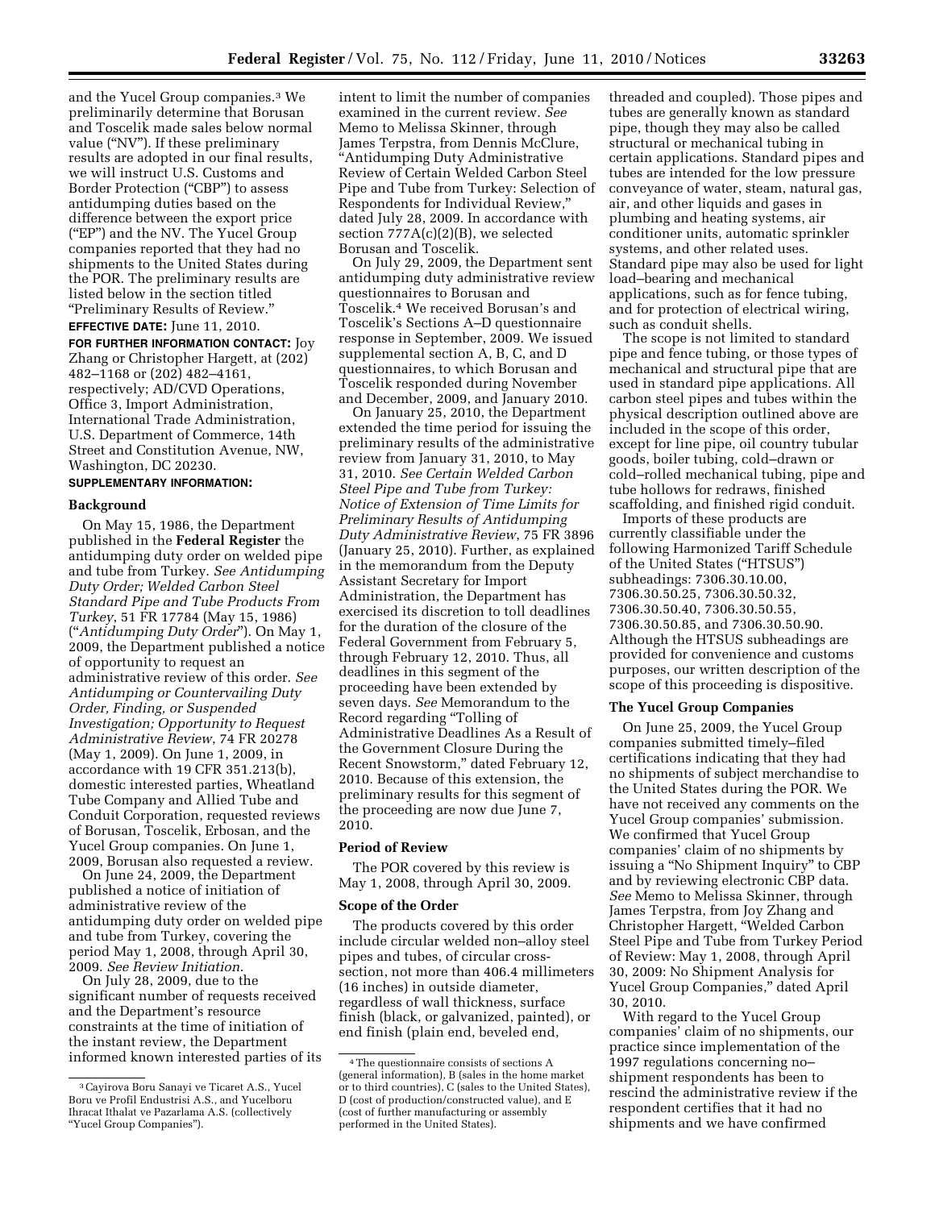and the Yucel Group companies.[3] We preliminarily determine that Borusan and Toscelik made sales below normal value ("NV"). If these preliminary results are adopted in our final results, we will instruct U.S. Customs and Border Protection ("CBP") to assess antidumping duties based on the difference between the export price ("EP") and the NV. The Yucel Group companies reported that they had no shipments to the United States during the POR. The preliminary results are listed below in the section titled "Preliminary Results of Review."

**EFFECTIVE DATE:** June 11, 2010.

**FOR FURTHER INFORMATION CONTACT:** Joy Zhang or Christopher Hargett, at (202) 482–1168 or (202) 482–4161, respectively; AD/CVD Operations, Office 3, Import Administration, International Trade Administration, U.S. Department of Commerce, 14th Street and Constitution Avenue, NW, Washington, DC 20230.

**SUPPLEMENTARY INFORMATION:**

## Background

On May 15, 1986, the Department published in the **Federal Register** the antidumping duty order on welded pipe and tube from Turkey. *See Antidumping Duty Order; Welded Carbon Steel Standard Pipe and Tube Products From Turkey*, 51 FR 17784 (May 15, 1986) ("*Antidumping Duty Order*"). On May 1, 2009, the Department published a notice of opportunity to request an administrative review of this order. *See Antidumping or Countervailing Duty Order, Finding, or Suspended Investigation; Opportunity to Request Administrative Review*, 74 FR 20278 (May 1, 2009). On June 1, 2009, in accordance with 19 CFR 351.213(b), domestic interested parties, Wheatland Tube Company and Allied Tube and Conduit Corporation, requested reviews of Borusan, Toscelik, Erbosan, and the Yucel Group companies. On June 1, 2009, Borusan also requested a review.

On June 24, 2009, the Department published a notice of initiation of administrative review of the antidumping duty order on welded pipe and tube from Turkey, covering the period May 1, 2008, through April 30, 2009. *See Review Initiation*.

On July 28, 2009, due to the significant number of requests received and the Department's resource constraints at the time of initiation of the instant review, the Department informed known interested parties of its intent to limit the number of companies examined in the current review. *See* Memo to Melissa Skinner, through James Terpstra, from Dennis McClure, "Antidumping Duty Administrative Review of Certain Welded Carbon Steel Pipe and Tube from Turkey: Selection of Respondents for Individual Review," dated July 28, 2009. In accordance with section 777A(c)(2)(B), we selected Borusan and Toscelik.

On July 29, 2009, the Department sent antidumping duty administrative review questionnaires to Borusan and Toscelik.[4] We received Borusan's and Toscelik's Sections A–D questionnaire response in September, 2009. We issued supplemental section A, B, C, and D questionnaires, to which Borusan and Toscelik responded during November and December, 2009, and January 2010.

On January 25, 2010, the Department extended the time period for issuing the preliminary results of the administrative review from January 31, 2010, to May 31, 2010. *See Certain Welded Carbon Steel Pipe and Tube from Turkey: Notice of Extension of Time Limits for Preliminary Results of Antidumping Duty Administrative Review*, 75 FR 3896 (January 25, 2010). Further, as explained in the memorandum from the Deputy Assistant Secretary for Import Administration, the Department has exercised its discretion to toll deadlines for the duration of the closure of the Federal Government from February 5, through February 12, 2010. Thus, all deadlines in this segment of the proceeding have been extended by seven days. *See* Memorandum to the Record regarding "Tolling of Administrative Deadlines As a Result of the Government Closure During the Recent Snowstorm," dated February 12, 2010. Because of this extension, the preliminary results for this segment of the proceeding are now due June 7, 2010.

## Period of Review

The POR covered by this review is May 1, 2008, through April 30, 2009.

## Scope of the Order

The products covered by this order include circular welded non–alloy steel pipes and tubes, of circular cross-section, not more than 406.4 millimeters (16 inches) in outside diameter, regardless of wall thickness, surface finish (black, or galvanized, painted), or end finish (plain end, beveled end, threaded and coupled). Those pipes and tubes are generally known as standard pipe, though they may also be called structural or mechanical tubing in certain applications. Standard pipes and tubes are intended for the low pressure conveyance of water, steam, natural gas, air, and other liquids and gases in plumbing and heating systems, air conditioner units, automatic sprinkler systems, and other related uses. Standard pipe may also be used for light load–bearing and mechanical applications, such as for fence tubing, and for protection of electrical wiring, such as conduit shells.

The scope is not limited to standard pipe and fence tubing, or those types of mechanical and structural pipe that are used in standard pipe applications. All carbon steel pipes and tubes within the physical description outlined above are included in the scope of this order, except for line pipe, oil country tubular goods, boiler tubing, cold–drawn or cold–rolled mechanical tubing, pipe and tube hollows for redraws, finished scaffolding, and finished rigid conduit.

Imports of these products are currently classifiable under the following Harmonized Tariff Schedule of the United States ("HTSUS") subheadings: 7306.30.10.00, 7306.30.50.25, 7306.30.50.32, 7306.30.50.40, 7306.30.50.55, 7306.30.50.85, and 7306.30.50.90. Although the HTSUS subheadings are provided for convenience and customs purposes, our written description of the scope of this proceeding is dispositive.

## The Yucel Group Companies

On June 25, 2009, the Yucel Group companies submitted timely–filed certifications indicating that they had no shipments of subject merchandise to the United States during the POR. We have not received any comments on the Yucel Group companies' submission. We confirmed that Yucel Group companies' claim of no shipments by issuing a "No Shipment Inquiry" to CBP and by reviewing electronic CBP data. *See* Memo to Melissa Skinner, through James Terpstra, from Joy Zhang and Christopher Hargett, "Welded Carbon Steel Pipe and Tube from Turkey Period of Review: May 1, 2008, through April 30, 2009: No Shipment Analysis for Yucel Group Companies," dated April 30, 2010.

With regard to the Yucel Group companies' claim of no shipments, our practice since implementation of the 1997 regulations concerning no–shipment respondents has been to rescind the administrative review if the respondent certifies that it had no shipments and we have confirmed

---

[3] Cayirova Boru Sanayi ve Ticaret A.S., Yucel Boru ve Profil Endustrisi A.S., and Yucelboru Ihracat Ithalat ve Pazarlama A.S. (collectively "Yucel Group Companies").

[4] The questionnaire consists of sections A (general information), B (sales in the home market or to third countries), C (sales to the United States), D (cost of production/constructed value), and E (cost of further manufacturing or assembly performed in the United States).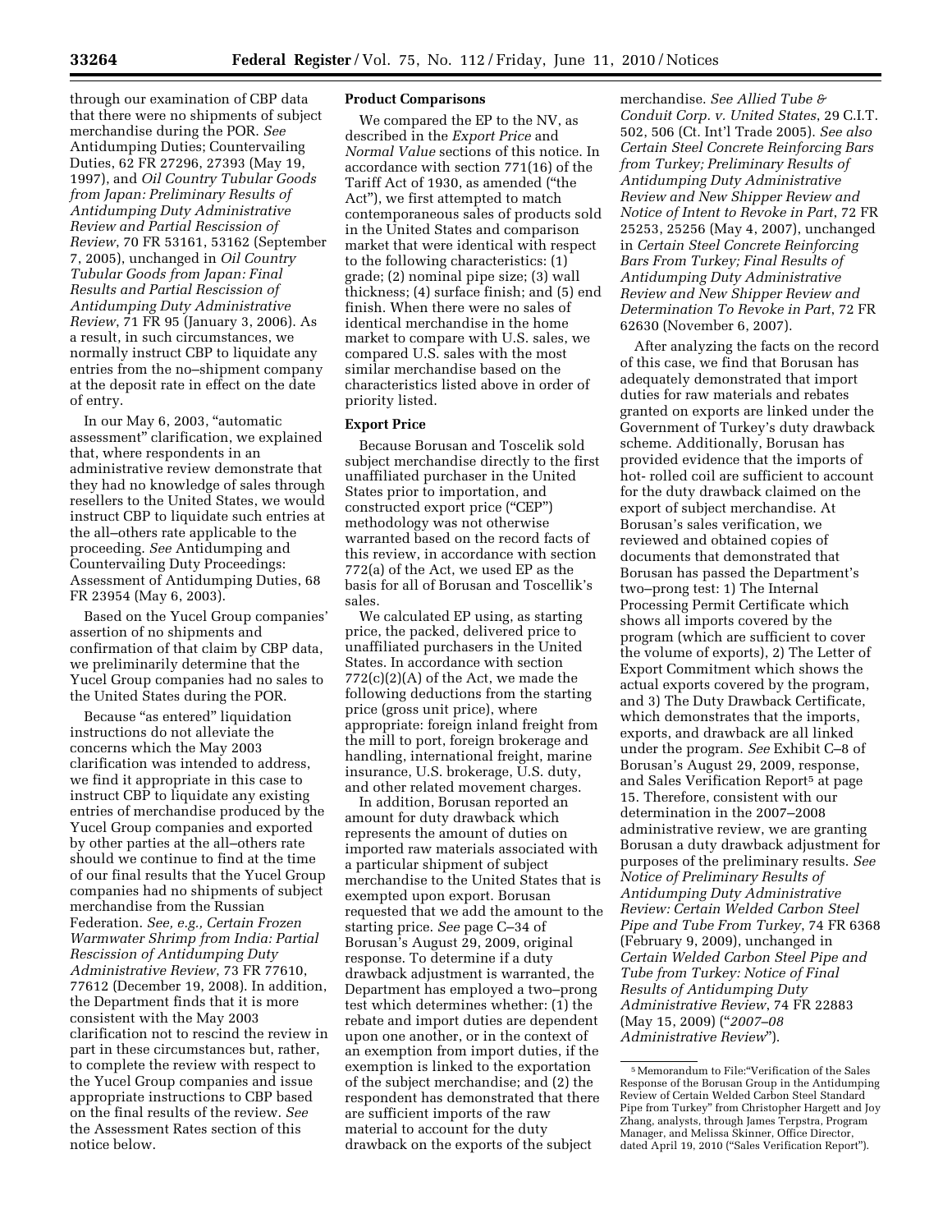through our examination of CBP data that there were no shipments of subject merchandise during the POR. *See* Antidumping Duties; Countervailing Duties, 62 FR 27296, 27393 (May 19, 1997), and *Oil Country Tubular Goods from Japan: Preliminary Results of Antidumping Duty Administrative Review and Partial Rescission of Review*, 70 FR 53161, 53162 (September 7, 2005), unchanged in *Oil Country Tubular Goods from Japan: Final Results and Partial Rescission of Antidumping Duty Administrative Review*, 71 FR 95 (January 3, 2006). As a result, in such circumstances, we normally instruct CBP to liquidate any entries from the no–shipment company at the deposit rate in effect on the date of entry.

In our May 6, 2003, "automatic assessment" clarification, we explained that, where respondents in an administrative review demonstrate that they had no knowledge of sales through resellers to the United States, we would instruct CBP to liquidate such entries at the all–others rate applicable to the proceeding. *See* Antidumping and Countervailing Duty Proceedings: Assessment of Antidumping Duties, 68 FR 23954 (May 6, 2003).

Based on the Yucel Group companies' assertion of no shipments and confirmation of that claim by CBP data, we preliminarily determine that the Yucel Group companies had no sales to the United States during the POR.

Because "as entered" liquidation instructions do not alleviate the concerns which the May 2003 clarification was intended to address, we find it appropriate in this case to instruct CBP to liquidate any existing entries of merchandise produced by the Yucel Group companies and exported by other parties at the all–others rate should we continue to find at the time of our final results that the Yucel Group companies had no shipments of subject merchandise from the Russian Federation. *See, e.g., Certain Frozen Warmwater Shrimp from India: Partial Rescission of Antidumping Duty Administrative Review*, 73 FR 77610, 77612 (December 19, 2008). In addition, the Department finds that it is more consistent with the May 2003 clarification not to rescind the review in part in these circumstances but, rather, to complete the review with respect to the Yucel Group companies and issue appropriate instructions to CBP based on the final results of the review. *See* the Assessment Rates section of this notice below.

**Product Comparisons**

We compared the EP to the NV, as described in the *Export Price* and *Normal Value* sections of this notice. In accordance with section 771(16) of the Tariff Act of 1930, as amended ("the Act"), we first attempted to match contemporaneous sales of products sold in the United States and comparison market that were identical with respect to the following characteristics: (1) grade; (2) nominal pipe size; (3) wall thickness; (4) surface finish; and (5) end finish. When there were no sales of identical merchandise in the home market to compare with U.S. sales, we compared U.S. sales with the most similar merchandise based on the characteristics listed above in order of priority listed.

**Export Price**

Because Borusan and Toscelik sold subject merchandise directly to the first unaffiliated purchaser in the United States prior to importation, and constructed export price ("CEP") methodology was not otherwise warranted based on the record facts of this review, in accordance with section 772(a) of the Act, we used EP as the basis for all of Borusan and Toscellik's sales.

We calculated EP using, as starting price, the packed, delivered price to unaffiliated purchasers in the United States. In accordance with section 772(c)(2)(A) of the Act, we made the following deductions from the starting price (gross unit price), where appropriate: foreign inland freight from the mill to port, foreign brokerage and handling, international freight, marine insurance, U.S. brokerage, U.S. duty, and other related movement charges.

In addition, Borusan reported an amount for duty drawback which represents the amount of duties on imported raw materials associated with a particular shipment of subject merchandise to the United States that is exempted upon export. Borusan requested that we add the amount to the starting price. *See* page C–34 of Borusan's August 29, 2009, original response. To determine if a duty drawback adjustment is warranted, the Department has employed a two–prong test which determines whether: (1) the rebate and import duties are dependent upon one another, or in the context of an exemption from import duties, if the exemption is linked to the exportation of the subject merchandise; and (2) the respondent has demonstrated that there are sufficient imports of the raw material to account for the duty drawback on the exports of the subject merchandise. *See Allied Tube & Conduit Corp. v. United States*, 29 C.I.T. 502, 506 (Ct. Int'l Trade 2005). *See also Certain Steel Concrete Reinforcing Bars from Turkey; Preliminary Results of Antidumping Duty Administrative Review and New Shipper Review and Notice of Intent to Revoke in Part*, 72 FR 25253, 25256 (May 4, 2007), unchanged in *Certain Steel Concrete Reinforcing Bars From Turkey; Final Results of Antidumping Duty Administrative Review and New Shipper Review and Determination To Revoke in Part*, 72 FR 62630 (November 6, 2007).

After analyzing the facts on the record of this case, we find that Borusan has adequately demonstrated that import duties for raw materials and rebates granted on exports are linked under the Government of Turkey's duty drawback scheme. Additionally, Borusan has provided evidence that the imports of hot- rolled coil are sufficient to account for the duty drawback claimed on the export of subject merchandise. At Borusan's sales verification, we reviewed and obtained copies of documents that demonstrated that Borusan has passed the Department's two–prong test: 1) The Internal Processing Permit Certificate which shows all imports covered by the program (which are sufficient to cover the volume of exports), 2) The Letter of Export Commitment which shows the actual exports covered by the program, and 3) The Duty Drawback Certificate, which demonstrates that the imports, exports, and drawback are all linked under the program. *See* Exhibit C–8 of Borusan's August 29, 2009, response, and Sales Verification Report[5] at page 15. Therefore, consistent with our determination in the 2007–2008 administrative review, we are granting Borusan a duty drawback adjustment for purposes of the preliminary results. *See Notice of Preliminary Results of Antidumping Duty Administrative Review: Certain Welded Carbon Steel Pipe and Tube From Turkey*, 74 FR 6368 (February 9, 2009), unchanged in *Certain Welded Carbon Steel Pipe and Tube from Turkey: Notice of Final Results of Antidumping Duty Administrative Review*, 74 FR 22883 (May 15, 2009) ("*2007–08 Administrative Review*").

[5] Memorandum to File:"Verification of the Sales Response of the Borusan Group in the Antidumping Review of Certain Welded Carbon Steel Standard Pipe from Turkey" from Christopher Hargett and Joy Zhang, analysts, through James Terpstra, Program Manager, and Melissa Skinner, Office Director, dated April 19, 2010 ("Sales Verification Report").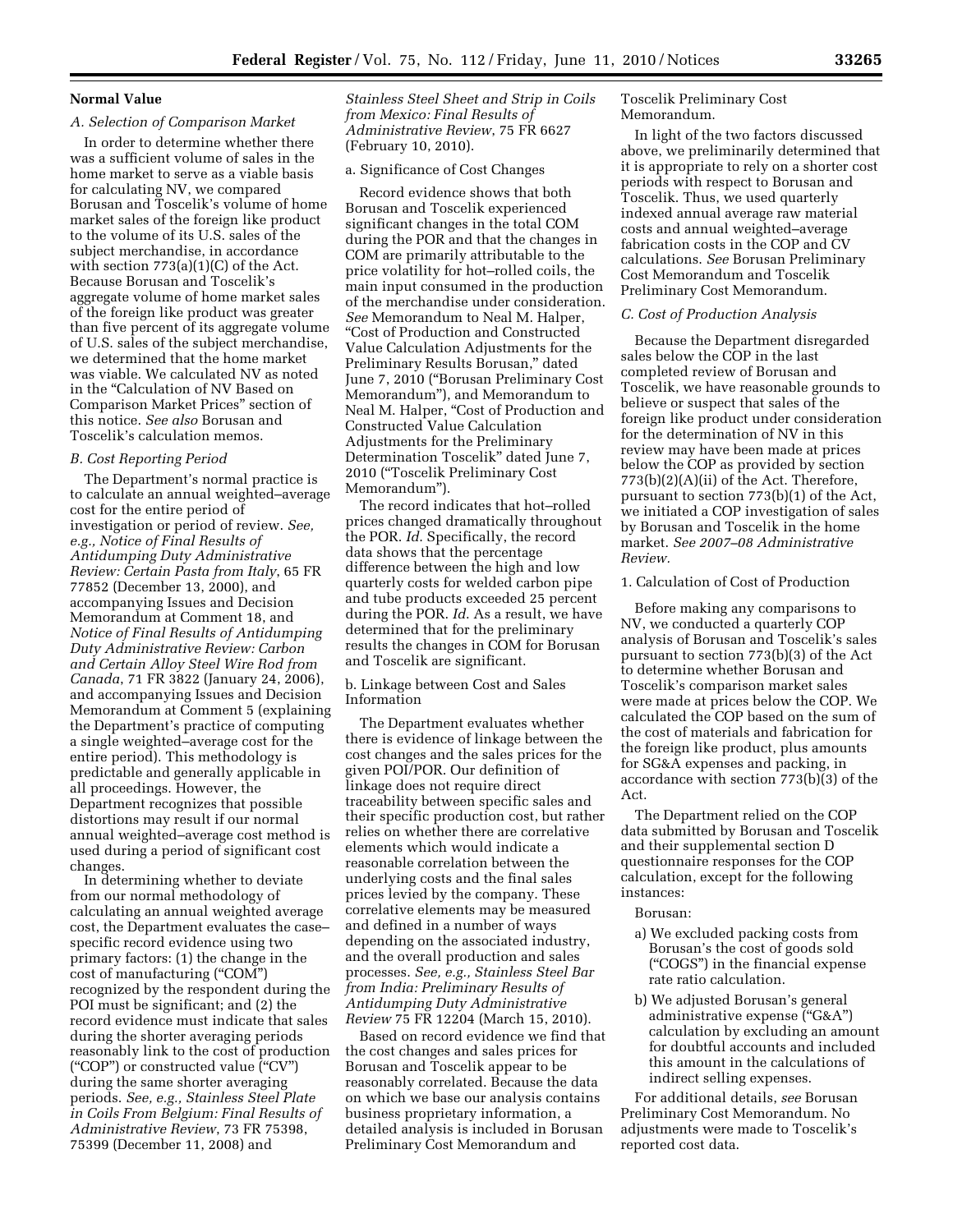### Normal Value

*A. Selection of Comparison Market*

In order to determine whether there was a sufficient volume of sales in the home market to serve as a viable basis for calculating NV, we compared Borusan and Toscelik's volume of home market sales of the foreign like product to the volume of its U.S. sales of the subject merchandise, in accordance with section 773(a)(1)(C) of the Act. Because Borusan and Toscelik's aggregate volume of home market sales of the foreign like product was greater than five percent of its aggregate volume of U.S. sales of the subject merchandise, we determined that the home market was viable. We calculated NV as noted in the "Calculation of NV Based on Comparison Market Prices" section of this notice. *See also* Borusan and Toscelik's calculation memos.

*B. Cost Reporting Period*

The Department's normal practice is to calculate an annual weighted–average cost for the entire period of investigation or period of review. *See, e.g., Notice of Final Results of Antidumping Duty Administrative Review: Certain Pasta from Italy*, 65 FR 77852 (December 13, 2000), and accompanying Issues and Decision Memorandum at Comment 18, and *Notice of Final Results of Antidumping Duty Administrative Review: Carbon and Certain Alloy Steel Wire Rod from Canada*, 71 FR 3822 (January 24, 2006), and accompanying Issues and Decision Memorandum at Comment 5 (explaining the Department's practice of computing a single weighted–average cost for the entire period). This methodology is predictable and generally applicable in all proceedings. However, the Department recognizes that possible distortions may result if our normal annual weighted–average cost method is used during a period of significant cost changes.

In determining whether to deviate from our normal methodology of calculating an annual weighted average cost, the Department evaluates the case–specific record evidence using two primary factors: (1) the change in the cost of manufacturing ("COM") recognized by the respondent during the POI must be significant; and (2) the record evidence must indicate that sales during the shorter averaging periods reasonably link to the cost of production ("COP") or constructed value ("CV") during the same shorter averaging periods. *See, e.g., Stainless Steel Plate in Coils From Belgium: Final Results of Administrative Review*, 73 FR 75398, 75399 (December 11, 2008) and *Stainless Steel Sheet and Strip in Coils from Mexico: Final Results of Administrative Review*, 75 FR 6627 (February 10, 2010).

a. Significance of Cost Changes

Record evidence shows that both Borusan and Toscelik experienced significant changes in the total COM during the POR and that the changes in COM are primarily attributable to the price volatility for hot–rolled coils, the main input consumed in the production of the merchandise under consideration. *See* Memorandum to Neal M. Halper, "Cost of Production and Constructed Value Calculation Adjustments for the Preliminary Results Borusan," dated June 7, 2010 ("Borusan Preliminary Cost Memorandum"), and Memorandum to Neal M. Halper, "Cost of Production and Constructed Value Calculation Adjustments for the Preliminary Determination Toscelik" dated June 7, 2010 ("Toscelik Preliminary Cost Memorandum").

The record indicates that hot–rolled prices changed dramatically throughout the POR. *Id.* Specifically, the record data shows that the percentage difference between the high and low quarterly costs for welded carbon pipe and tube products exceeded 25 percent during the POR. *Id.* As a result, we have determined that for the preliminary results the changes in COM for Borusan and Toscelik are significant.

b. Linkage between Cost and Sales Information

The Department evaluates whether there is evidence of linkage between the cost changes and the sales prices for the given POI/POR. Our definition of linkage does not require direct traceability between specific sales and their specific production cost, but rather relies on whether there are correlative elements which would indicate a reasonable correlation between the underlying costs and the final sales prices levied by the company. These correlative elements may be measured and defined in a number of ways depending on the associated industry, and the overall production and sales processes. *See, e.g., Stainless Steel Bar from India: Preliminary Results of Antidumping Duty Administrative Review* 75 FR 12204 (March 15, 2010).

Based on record evidence we find that the cost changes and sales prices for Borusan and Toscelik appear to be reasonably correlated. Because the data on which we base our analysis contains business proprietary information, a detailed analysis is included in Borusan Preliminary Cost Memorandum and Toscelik Preliminary Cost Memorandum.

In light of the two factors discussed above, we preliminarily determined that it is appropriate to rely on a shorter cost periods with respect to Borusan and Toscelik. Thus, we used quarterly indexed annual average raw material costs and annual weighted–average fabrication costs in the COP and CV calculations. *See* Borusan Preliminary Cost Memorandum and Toscelik Preliminary Cost Memorandum.

*C. Cost of Production Analysis*

Because the Department disregarded sales below the COP in the last completed review of Borusan and Toscelik, we have reasonable grounds to believe or suspect that sales of the foreign like product under consideration for the determination of NV in this review may have been made at prices below the COP as provided by section 773(b)(2)(A)(ii) of the Act. Therefore, pursuant to section 773(b)(1) of the Act, we initiated a COP investigation of sales by Borusan and Toscelik in the home market. *See 2007–08 Administrative Review.*

1. Calculation of Cost of Production

Before making any comparisons to NV, we conducted a quarterly COP analysis of Borusan and Toscelik's sales pursuant to section 773(b)(3) of the Act to determine whether Borusan and Toscelik's comparison market sales were made at prices below the COP. We calculated the COP based on the sum of the cost of materials and fabrication for the foreign like product, plus amounts for SG&A expenses and packing, in accordance with section 773(b)(3) of the Act.

The Department relied on the COP data submitted by Borusan and Toscelik and their supplemental section D questionnaire responses for the COP calculation, except for the following instances:

Borusan:

a) We excluded packing costs from Borusan's the cost of goods sold ("COGS") in the financial expense rate ratio calculation.

b) We adjusted Borusan's general administrative expense ("G&A") calculation by excluding an amount for doubtful accounts and included this amount in the calculations of indirect selling expenses.

For additional details, *see* Borusan Preliminary Cost Memorandum. No adjustments were made to Toscelik's reported cost data.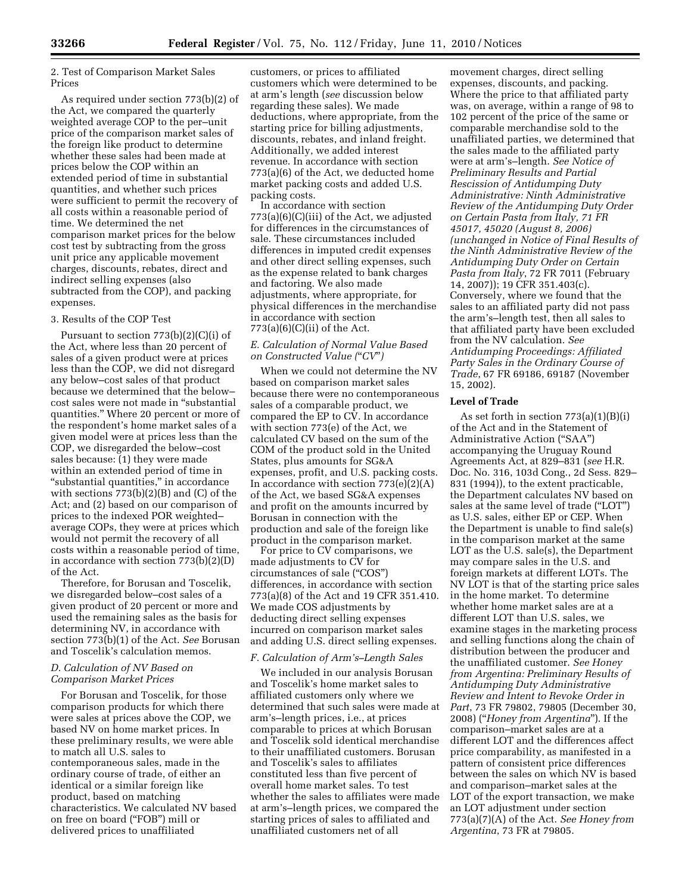2. Test of Comparison Market Sales Prices

As required under section 773(b)(2) of the Act, we compared the quarterly weighted average COP to the per–unit price of the comparison market sales of the foreign like product to determine whether these sales had been made at prices below the COP within an extended period of time in substantial quantities, and whether such prices were sufficient to permit the recovery of all costs within a reasonable period of time. We determined the net comparison market prices for the below cost test by subtracting from the gross unit price any applicable movement charges, discounts, rebates, direct and indirect selling expenses (also subtracted from the COP), and packing expenses.

3. Results of the COP Test

Pursuant to section 773(b)(2)(C)(i) of the Act, where less than 20 percent of sales of a given product were at prices less than the COP, we did not disregard any below–cost sales of that product because we determined that the below–cost sales were not made in "substantial quantities." Where 20 percent or more of the respondent's home market sales of a given model were at prices less than the COP, we disregarded the below–cost sales because: (1) they were made within an extended period of time in "substantial quantities," in accordance with sections 773(b)(2)(B) and (C) of the Act; and (2) based on our comparison of prices to the indexed POR weighted–average COPs, they were at prices which would not permit the recovery of all costs within a reasonable period of time, in accordance with section 773(b)(2)(D) of the Act.

Therefore, for Borusan and Toscelik, we disregarded below–cost sales of a given product of 20 percent or more and used the remaining sales as the basis for determining NV, in accordance with section 773(b)(1) of the Act. *See* Borusan and Toscelik's calculation memos.

### *D. Calculation of NV Based on Comparison Market Prices*

For Borusan and Toscelik, for those comparison products for which there were sales at prices above the COP, we based NV on home market prices. In these preliminary results, we were able to match all U.S. sales to contemporaneous sales, made in the ordinary course of trade, of either an identical or a similar foreign like product, based on matching characteristics. We calculated NV based on free on board ("FOB") mill or delivered prices to unaffiliated customers, or prices to affiliated customers which were determined to be at arm's length (*see* discussion below regarding these sales). We made deductions, where appropriate, from the starting price for billing adjustments, discounts, rebates, and inland freight. Additionally, we added interest revenue. In accordance with section 773(a)(6) of the Act, we deducted home market packing costs and added U.S. packing costs.

In accordance with section 773(a)(6)(C)(iii) of the Act, we adjusted for differences in the circumstances of sale. These circumstances included differences in imputed credit expenses and other direct selling expenses, such as the expense related to bank charges and factoring. We also made adjustments, where appropriate, for physical differences in the merchandise in accordance with section 773(a)(6)(C)(ii) of the Act.

### *E. Calculation of Normal Value Based on Constructed Value ("CV")*

When we could not determine the NV based on comparison market sales because there were no contemporaneous sales of a comparable product, we compared the EP to CV. In accordance with section 773(e) of the Act, we calculated CV based on the sum of the COM of the product sold in the United States, plus amounts for SG&A expenses, profit, and U.S. packing costs. In accordance with section 773(e)(2)(A) of the Act, we based SG&A expenses and profit on the amounts incurred by Borusan in connection with the production and sale of the foreign like product in the comparison market.

For price to CV comparisons, we made adjustments to CV for circumstances of sale ("COS") differences, in accordance with section 773(a)(8) of the Act and 19 CFR 351.410. We made COS adjustments by deducting direct selling expenses incurred on comparison market sales and adding U.S. direct selling expenses.

### *F. Calculation of Arm's–Length Sales*

We included in our analysis Borusan and Toscelik's home market sales to affiliated customers only where we determined that such sales were made at arm's–length prices, i.e., at prices comparable to prices at which Borusan and Toscelik sold identical merchandise to their unaffiliated customers. Borusan and Toscelik's sales to affiliates constituted less than five percent of overall home market sales. To test whether the sales to affiliates were made at arm's–length prices, we compared the starting prices of sales to affiliated and unaffiliated customers net of all movement charges, direct selling expenses, discounts, and packing. Where the price to that affiliated party was, on average, within a range of 98 to 102 percent of the price of the same or comparable merchandise sold to the unaffiliated parties, we determined that the sales made to the affiliated party were at arm's–length. *See Notice of Preliminary Results and Partial Rescission of Antidumping Duty Administrative: Ninth Administrative Review of the Antidumping Duty Order on Certain Pasta from Italy, 71 FR 45017, 45020 (August 8, 2006) (unchanged in Notice of Final Results of the Ninth Administrative Review of the Antidumping Duty Order on Certain Pasta from Italy*, 72 FR 7011 (February 14, 2007)); 19 CFR 351.403(c). Conversely, where we found that the sales to an affiliated party did not pass the arm's–length test, then all sales to that affiliated party have been excluded from the NV calculation. *See Antidumping Proceedings: Affiliated Party Sales in the Ordinary Course of Trade*, 67 FR 69186, 69187 (November 15, 2002).

**Level of Trade**

As set forth in section 773(a)(1)(B)(i) of the Act and in the Statement of Administrative Action ("SAA") accompanying the Uruguay Round Agreements Act, at 829–831 (*see* H.R. Doc. No. 316, 103d Cong., 2d Sess. 829–831 (1994)), to the extent practicable, the Department calculates NV based on sales at the same level of trade ("LOT") as U.S. sales, either EP or CEP. When the Department is unable to find sale(s) in the comparison market at the same LOT as the U.S. sale(s), the Department may compare sales in the U.S. and foreign markets at different LOTs. The NV LOT is that of the starting price sales in the home market. To determine whether home market sales are at a different LOT than U.S. sales, we examine stages in the marketing process and selling functions along the chain of distribution between the producer and the unaffiliated customer. *See Honey from Argentina: Preliminary Results of Antidumping Duty Administrative Review and Intent to Revoke Order in Part*, 73 FR 79802, 79805 (December 30, 2008) ("*Honey from Argentina*"). If the comparison–market sales are at a different LOT and the differences affect price comparability, as manifested in a pattern of consistent price differences between the sales on which NV is based and comparison–market sales at the LOT of the export transaction, we make an LOT adjustment under section 773(a)(7)(A) of the Act. *See Honey from Argentina*, 73 FR at 79805.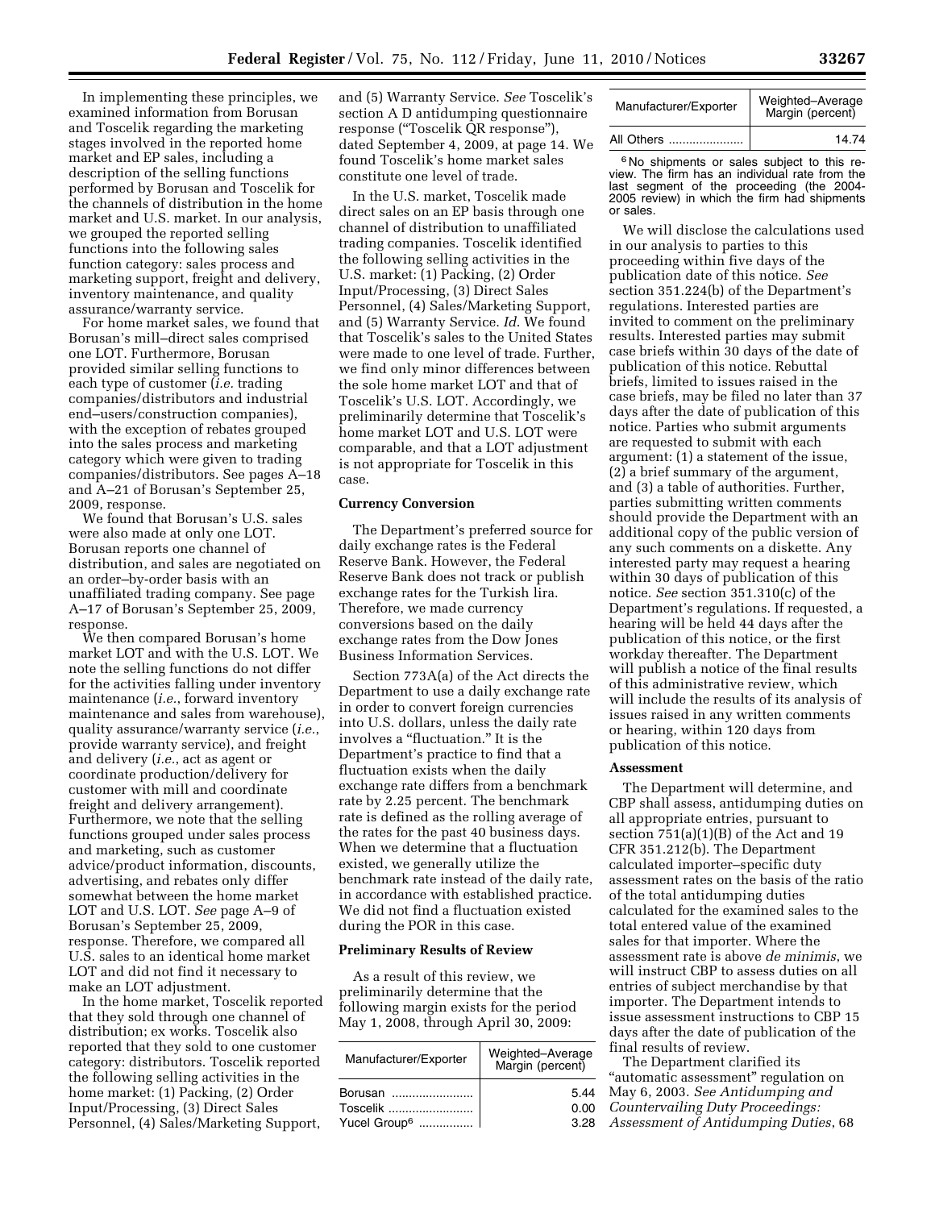In implementing these principles, we examined information from Borusan and Toscelik regarding the marketing stages involved in the reported home market and EP sales, including a description of the selling functions performed by Borusan and Toscelik for the channels of distribution in the home market and U.S. market. In our analysis, we grouped the reported selling functions into the following sales function category: sales process and marketing support, freight and delivery, inventory maintenance, and quality assurance/warranty service.

For home market sales, we found that Borusan's mill–direct sales comprised one LOT. Furthermore, Borusan provided similar selling functions to each type of customer (*i.e.* trading companies/distributors and industrial end–users/construction companies), with the exception of rebates grouped into the sales process and marketing category which were given to trading companies/distributors. See pages A–18 and A–21 of Borusan's September 25, 2009, response.

We found that Borusan's U.S. sales were also made at only one LOT. Borusan reports one channel of distribution, and sales are negotiated on an order–by-order basis with an unaffiliated trading company. See page A–17 of Borusan's September 25, 2009, response.

We then compared Borusan's home market LOT and with the U.S. LOT. We note the selling functions do not differ for the activities falling under inventory maintenance (*i.e.*, forward inventory maintenance and sales from warehouse), quality assurance/warranty service (*i.e.*, provide warranty service), and freight and delivery (*i.e.*, act as agent or coordinate production/delivery for customer with mill and coordinate freight and delivery arrangement). Furthermore, we note that the selling functions grouped under sales process and marketing, such as customer advice/product information, discounts, advertising, and rebates only differ somewhat between the home market LOT and U.S. LOT. *See* page A–9 of Borusan's September 25, 2009, response. Therefore, we compared all U.S. sales to an identical home market LOT and did not find it necessary to make an LOT adjustment.

In the home market, Toscelik reported that they sold through one channel of distribution; ex works. Toscelik also reported that they sold to one customer category: distributors. Toscelik reported the following selling activities in the home market: (1) Packing, (2) Order Input/Processing, (3) Direct Sales Personnel, (4) Sales/Marketing Support, and (5) Warranty Service. *See* Toscelik's section A D antidumping questionnaire response ("Toscelik QR response"), dated September 4, 2009, at page 14. We found Toscelik's home market sales constitute one level of trade.

In the U.S. market, Toscelik made direct sales on an EP basis through one channel of distribution to unaffiliated trading companies. Toscelik identified the following selling activities in the U.S. market: (1) Packing, (2) Order Input/Processing, (3) Direct Sales Personnel, (4) Sales/Marketing Support, and (5) Warranty Service. *Id.* We found that Toscelik's sales to the United States were made to one level of trade. Further, we find only minor differences between the sole home market LOT and that of Toscelik's U.S. LOT. Accordingly, we preliminarily determine that Toscelik's home market LOT and U.S. LOT were comparable, and that a LOT adjustment is not appropriate for Toscelik in this case.

**Currency Conversion**

The Department's preferred source for daily exchange rates is the Federal Reserve Bank. However, the Federal Reserve Bank does not track or publish exchange rates for the Turkish lira. Therefore, we made currency conversions based on the daily exchange rates from the Dow Jones Business Information Services.

Section 773A(a) of the Act directs the Department to use a daily exchange rate in order to convert foreign currencies into U.S. dollars, unless the daily rate involves a "fluctuation." It is the Department's practice to find that a fluctuation exists when the daily exchange rate differs from a benchmark rate by 2.25 percent. The benchmark rate is defined as the rolling average of the rates for the past 40 business days. When we determine that a fluctuation existed, we generally utilize the benchmark rate instead of the daily rate, in accordance with established practice. We did not find a fluctuation existed during the POR in this case.

**Preliminary Results of Review**

As a result of this review, we preliminarily determine that the following margin exists for the period May 1, 2008, through April 30, 2009:

| Manufacturer/Exporter | Weighted–Average Margin (percent) |
|---|---|
| Borusan | 5.44 |
| Toscelik | 0.00 |
| Yucel Group[6] | 3.28 |
| All Others | 14.74 |

[6] No shipments or sales subject to this review. The firm has an individual rate from the last segment of the proceeding (the 2004-2005 review) in which the firm had shipments or sales.

We will disclose the calculations used in our analysis to parties to this proceeding within five days of the publication date of this notice. *See* section 351.224(b) of the Department's regulations. Interested parties are invited to comment on the preliminary results. Interested parties may submit case briefs within 30 days of the date of publication of this notice. Rebuttal briefs, limited to issues raised in the case briefs, may be filed no later than 37 days after the date of publication of this notice. Parties who submit arguments are requested to submit with each argument: (1) a statement of the issue, (2) a brief summary of the argument, and (3) a table of authorities. Further, parties submitting written comments should provide the Department with an additional copy of the public version of any such comments on a diskette. Any interested party may request a hearing within 30 days of publication of this notice. *See* section 351.310(c) of the Department's regulations. If requested, a hearing will be held 44 days after the publication of this notice, or the first workday thereafter. The Department will publish a notice of the final results of this administrative review, which will include the results of its analysis of issues raised in any written comments or hearing, within 120 days from publication of this notice.

**Assessment**

The Department will determine, and CBP shall assess, antidumping duties on all appropriate entries, pursuant to section 751(a)(1)(B) of the Act and 19 CFR 351.212(b). The Department calculated importer–specific duty assessment rates on the basis of the ratio of the total antidumping duties calculated for the examined sales to the total entered value of the examined sales for that importer. Where the assessment rate is above *de minimis*, we will instruct CBP to assess duties on all entries of subject merchandise by that importer. The Department intends to issue assessment instructions to CBP 15 days after the date of publication of the final results of review.

The Department clarified its "automatic assessment" regulation on May 6, 2003. *See Antidumping and Countervailing Duty Proceedings: Assessment of Antidumping Duties*, 68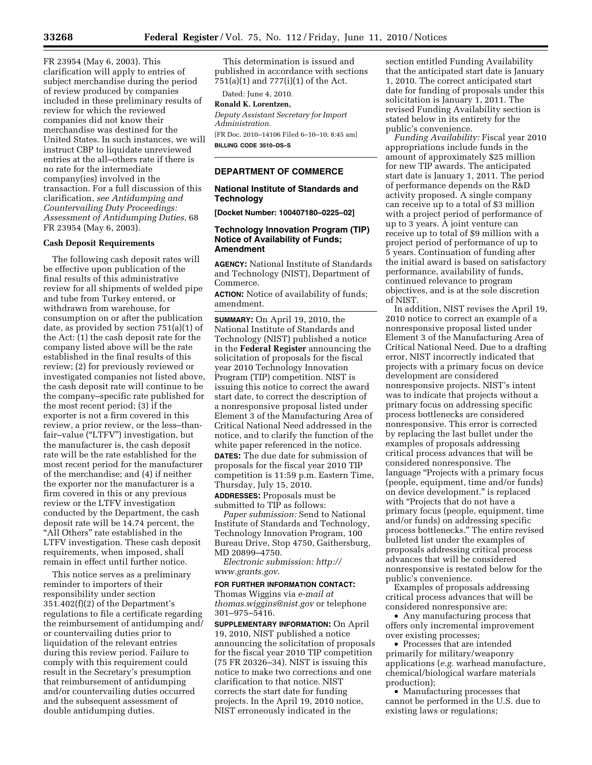FR 23954 (May 6, 2003). This clarification will apply to entries of subject merchandise during the period of review produced by companies included in these preliminary results of review for which the reviewed companies did not know their merchandise was destined for the United States. In such instances, we will instruct CBP to liquidate unreviewed entries at the all–others rate if there is no rate for the intermediate company(ies) involved in the transaction. For a full discussion of this clarification, *see Antidumping and Countervailing Duty Proceedings: Assessment of Antidumping Duties*, 68 FR 23954 (May 6, 2003).

## Cash Deposit Requirements

The following cash deposit rates will be effective upon publication of the final results of this administrative review for all shipments of welded pipe and tube from Turkey entered, or withdrawn from warehouse, for consumption on or after the publication date, as provided by section 751(a)(1) of the Act: (1) the cash deposit rate for the company listed above will be the rate established in the final results of this review; (2) for previously reviewed or investigated companies not listed above, the cash deposit rate will continue to be the company–specific rate published for the most recent period; (3) if the exporter is not a firm covered in this review, a prior review, or the less–than-fair–value ("LTFV") investigation, but the manufacturer is, the cash deposit rate will be the rate established for the most recent period for the manufacturer of the merchandise; and (4) if neither the exporter nor the manufacturer is a firm covered in this or any previous review or the LTFV investigation conducted by the Department, the cash deposit rate will be 14.74 percent, the "All Others" rate established in the LTFV investigation. These cash deposit requirements, when imposed, shall remain in effect until further notice.

This notice serves as a preliminary reminder to importers of their responsibility under section 351.402(f)(2) of the Department's regulations to file a certificate regarding the reimbursement of antidumping and/or countervailing duties prior to liquidation of the relevant entries during this review period. Failure to comply with this requirement could result in the Secretary's presumption that reimbursement of antidumping and/or countervailing duties occurred and the subsequent assessment of double antidumping duties.

This determination is issued and published in accordance with sections 751(a)(1) and 777(i)(1) of the Act.

Dated: June 4, 2010.

**Ronald K. Lorentzen,**

*Deputy Assistant Secretary for Import Administration.*

[FR Doc. 2010–14106 Filed 6–10–10; 8:45 am]

**BILLING CODE 3510–DS–S**

---

## DEPARTMENT OF COMMERCE

### National Institute of Standards and Technology

**[Docket Number: 100407180–0225–02]**

### Technology Innovation Program (TIP) Notice of Availability of Funds; Amendment

**AGENCY:** National Institute of Standards and Technology (NIST), Department of Commerce.

**ACTION:** Notice of availability of funds; amendment.

**SUMMARY:** On April 19, 2010, the National Institute of Standards and Technology (NIST) published a notice in the **Federal Register** announcing the solicitation of proposals for the fiscal year 2010 Technology Innovation Program (TIP) competition. NIST is issuing this notice to correct the award start date, to correct the description of a nonresponsive proposal listed under Element 3 of the Manufacturing Area of Critical National Need addressed in the notice, and to clarify the function of the white paper referenced in the notice.

**DATES:** The due date for submission of proposals for the fiscal year 2010 TIP competition is 11:59 p.m. Eastern Time, Thursday, July 15, 2010.

**ADDRESSES:** Proposals must be submitted to TIP as follows:

*Paper submission:* Send to National Institute of Standards and Technology, Technology Innovation Program, 100 Bureau Drive, Stop 4750, Gaithersburg, MD 20899–4750.

*Electronic submission: http://www.grants.gov*.

**FOR FURTHER INFORMATION CONTACT:** Thomas Wiggins via *e-mail at thomas.wiggins@nist.gov* or telephone 301–975–5416.

**SUPPLEMENTARY INFORMATION:** On April 19, 2010, NIST published a notice announcing the solicitation of proposals for the fiscal year 2010 TIP competition (75 FR 20326–34). NIST is issuing this notice to make two corrections and one clarification to that notice. NIST corrects the start date for funding projects. In the April 19, 2010 notice, NIST erroneously indicated in the section entitled Funding Availability that the anticipated start date is January 1, 2010. The correct anticipated start date for funding of proposals under this solicitation is January 1, 2011. The revised Funding Availability section is stated below in its entirety for the public's convenience.

*Funding Availability:* Fiscal year 2010 appropriations include funds in the amount of approximately $25 million for new TIP awards. The anticipated start date is January 1, 2011. The period of performance depends on the R&D activity proposed. A single company can receive up to a total of $3 million with a project period of performance of up to 3 years. A joint venture can receive up to total of $9 million with a project period of performance of up to 5 years. Continuation of funding after the initial award is based on satisfactory performance, availability of funds, continued relevance to program objectives, and is at the sole discretion of NIST.

In addition, NIST revises the April 19, 2010 notice to correct an example of a nonresponsive proposal listed under Element 3 of the Manufacturing Area of Critical National Need. Due to a drafting error, NIST incorrectly indicated that projects with a primary focus on device development are considered nonresponsive projects. NIST's intent was to indicate that projects without a primary focus on addressing specific process bottlenecks are considered nonresponsive. This error is corrected by replacing the last bullet under the examples of proposals addressing critical process advances that will be considered nonresponsive. The language "Projects with a primary focus (people, equipment, time and/or funds) on device development." is replaced with "Projects that do not have a primary focus (people, equipment, time and/or funds) on addressing specific process bottlenecks." The entire revised bulleted list under the examples of proposals addressing critical process advances that will be considered nonresponsive is restated below for the public's convenience.

Examples of proposals addressing critical process advances that will be considered nonresponsive are:

- Any manufacturing process that offers only incremental improvement over existing processes;
- Processes that are intended primarily for military/weaponry applications (*e.g.* warhead manufacture, chemical/biological warfare materials production);
- Manufacturing processes that cannot be performed in the U.S. due to existing laws or regulations;